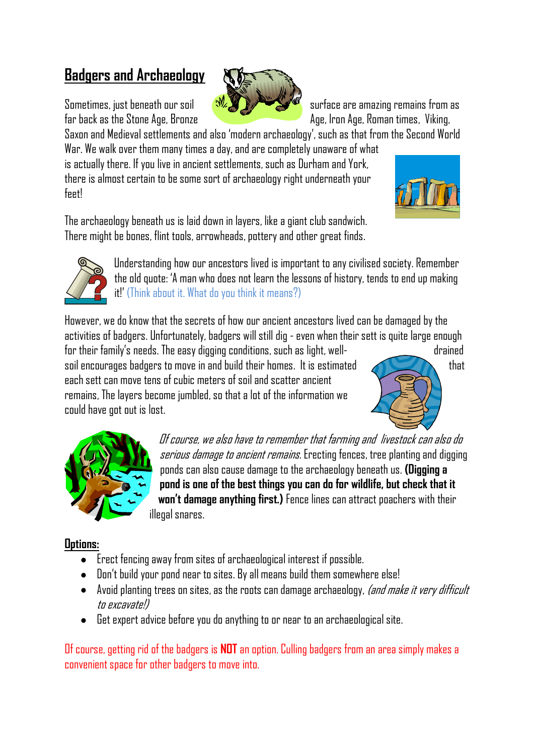## Badgers and Archaeology

Sometimes, just beneath our soil surface are amazing remains from as far back as the Stone Age, Bronze Age, Iron Age, Roman times, Viking, Saxon and Medieval settlements and also 'modern archaeology', such as that from the Second World War. We walk over them many times a day, and are completely unaware of what is actually there. If you live in ancient settlements, such as Durham and York, there is almost certain to be some sort of archaeology right underneath your feet!

The archaeology beneath us is laid down in layers, like a giant club sandwich. There might be bones, flint tools, arrowheads, pottery and other great finds.

Understanding how our ancestors lived is important to any civilised society. Remember the old quote: 'A man who does not learn the lessons of history, tends to end up making it!' (Think about it. What do you think it means?)

However, we do know that the secrets of how our ancient ancestors lived can be damaged by the activities of badgers. Unfortunately, badgers will still dig - even when their sett is quite large enough for their family's needs. The easy digging conditions, such as light, well-drained soil encourages badgers to move in and build their homes. It is estimated that each sett can move tens of cubic meters of soil and scatter ancient remains, The layers become jumbled, so that a lot of the information we could have got out is lost.

*Of course, we also have to remember that farming and livestock can also do serious damage to ancient remains.* Erecting fences, tree planting and digging ponds can also cause damage to the archaeology beneath us. **(Digging a pond is one of the best things you can do for wildlife, but check that it won't damage anything first.)** Fence lines can attract poachers with their illegal snares.

### Options:

- Erect fencing away from sites of archaeological interest if possible.
- Don't build your pond near to sites. By all means build them somewhere else!
- Avoid planting trees on sites, as the roots can damage archaeology, *(and make it very difficult to excavate!)*
- Get expert advice before you do anything to or near to an archaeological site.

Of course, getting rid of the badgers is **NOT** an option. Culling badgers from an area simply makes a convenient space for other badgers to move into.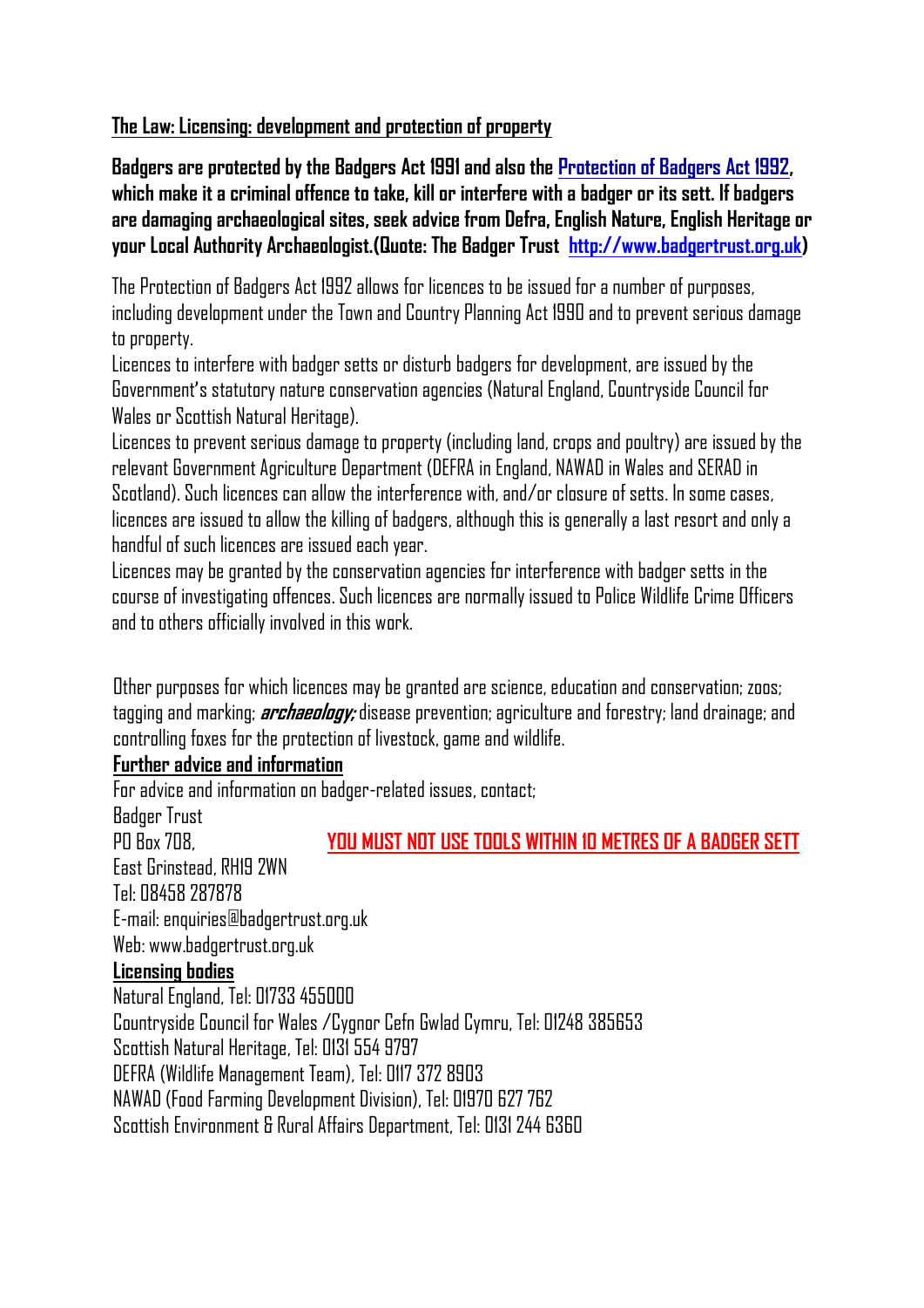## The Law: Licensing: development and protection of property

**Badgers are protected by the Badgers Act 1991 and also the [Protection of Badgers Act 1992](http://www.badgertrust.org.uk), which make it a criminal offence to take, kill or interfere with a badger or its sett. If badgers are damaging archaeological sites, seek advice from Defra, English Nature, English Heritage or your Local Authority Archaeologist.(Quote: The Badger Trust [http://www.badgertrust.org.uk](http://www.badgertrust.org.uk))**

The Protection of Badgers Act 1992 allows for licences to be issued for a number of purposes, including development under the Town and Country Planning Act 1990 and to prevent serious damage to property.

Licences to interfere with badger setts or disturb badgers for development, are issued by the Government's statutory nature conservation agencies (Natural England, Countryside Council for Wales or Scottish Natural Heritage).

Licences to prevent serious damage to property (including land, crops and poultry) are issued by the relevant Government Agriculture Department (DEFRA in England, NAWAD in Wales and SERAD in Scotland). Such licences can allow the interference with, and/or closure of setts. In some cases, licences are issued to allow the killing of badgers, although this is generally a last resort and only a handful of such licences are issued each year.

Licences may be granted by the conservation agencies for interference with badger setts in the course of investigating offences. Such licences are normally issued to Police Wildlife Crime Officers and to others officially involved in this work.

Other purposes for which licences may be granted are science, education and conservation; zoos; tagging and marking; ***archaeology;*** disease prevention; agriculture and forestry; land drainage; and controlling foxes for the protection of livestock, game and wildlife.

### Further advice and information

For advice and information on badger-related issues, contact;

Badger Trust
PO Box 708,
East Grinstead, RH19 2WN
Tel: 08458 287878
E-mail: enquiries@badgertrust.org.uk
Web: www.badgertrust.org.uk

**YOU MUST NOT USE TOOLS WITHIN 10 METRES OF A BADGER SETT**

### Licensing bodies

Natural England, Tel: 01733 455000
Countryside Council for Wales /Cygnor Cefn Gwlad Cymru, Tel: 01248 385653
Scottish Natural Heritage, Tel: 0131 554 9797
DEFRA (Wildlife Management Team), Tel: 0117 372 8903
NAWAD (Food Farming Development Division), Tel: 01970 627 762
Scottish Environment & Rural Affairs Department, Tel: 0131 244 6360